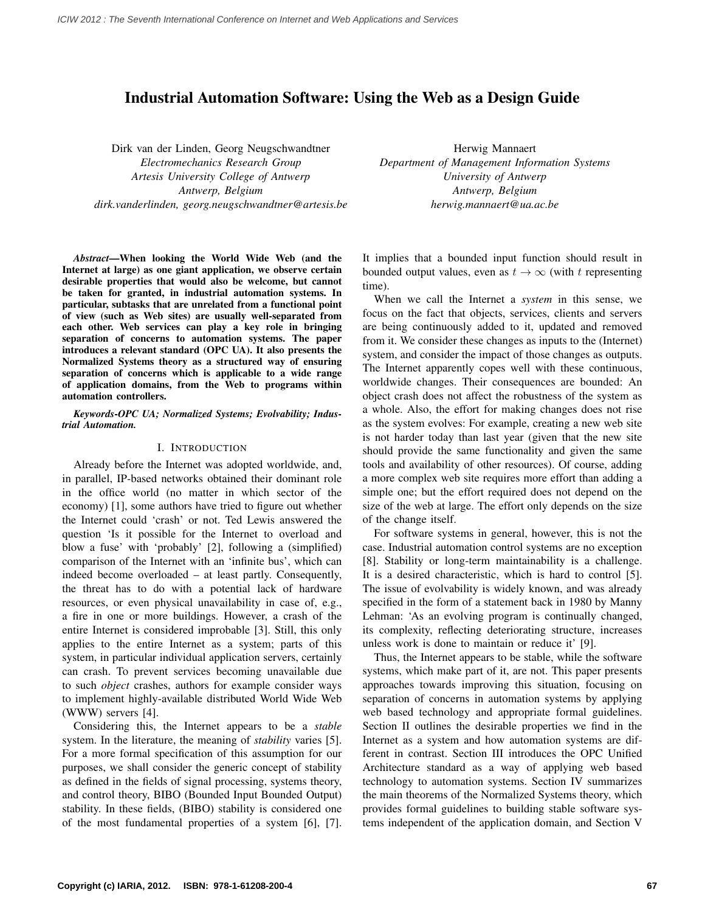# Industrial Automation Software: Using the Web as a Design Guide

Dirk van der Linden, Georg Neugschwandtner
*Electromechanics Research Group*
*Artesis University College of Antwerp*
*Antwerp, Belgium*
*dirk.vanderlinden, georg.neugschwandtner@artesis.be*

Herwig Mannaert
*Department of Management Information Systems*
*University of Antwerp*
*Antwerp, Belgium*
*herwig.mannaert@ua.ac.be*

***Abstract*—When looking the World Wide Web (and the Internet at large) as one giant application, we observe certain desirable properties that would also be welcome, but cannot be taken for granted, in industrial automation systems. In particular, subtasks that are unrelated from a functional point of view (such as Web sites) are usually well-separated from each other. Web services can play a key role in bringing separation of concerns to automation systems. The paper introduces a relevant standard (OPC UA). It also presents the Normalized Systems theory as a structured way of ensuring separation of concerns which is applicable to a wide range of application domains, from the Web to programs within automation controllers.**

***Keywords*-*OPC UA; Normalized Systems; Evolvability; Industrial Automation.***

## I. Introduction

Already before the Internet was adopted worldwide, and, in parallel, IP-based networks obtained their dominant role in the office world (no matter in which sector of the economy) [1], some authors have tried to figure out whether the Internet could 'crash' or not. Ted Lewis answered the question 'Is it possible for the Internet to overload and blow a fuse' with 'probably' [2], following a (simplified) comparison of the Internet with an 'infinite bus', which can indeed become overloaded – at least partly. Consequently, the threat has to do with a potential lack of hardware resources, or even physical unavailability in case of, e.g., a fire in one or more buildings. However, a crash of the entire Internet is considered improbable [3]. Still, this only applies to the entire Internet as a system; parts of this system, in particular individual application servers, certainly can crash. To prevent services becoming unavailable due to such *object* crashes, authors for example consider ways to implement highly-available distributed World Wide Web (WWW) servers [4].

Considering this, the Internet appears to be a *stable* system. In the literature, the meaning of *stability* varies [5]. For a more formal specification of this assumption for our purposes, we shall consider the generic concept of stability as defined in the fields of signal processing, systems theory, and control theory, BIBO (Bounded Input Bounded Output) stability. In these fields, (BIBO) stability is considered one of the most fundamental properties of a system [6], [7]. It implies that a bounded input function should result in bounded output values, even as $t \to \infty$ (with $t$ representing time).

When we call the Internet a *system* in this sense, we focus on the fact that objects, services, clients and servers are being continuously added to it, updated and removed from it. We consider these changes as inputs to the (Internet) system, and consider the impact of those changes as outputs. The Internet apparently copes well with these continuous, worldwide changes. Their consequences are bounded: An object crash does not affect the robustness of the system as a whole. Also, the effort for making changes does not rise as the system evolves: For example, creating a new web site is not harder today than last year (given that the new site should provide the same functionality and given the same tools and availability of other resources). Of course, adding a more complex web site requires more effort than adding a simple one; but the effort required does not depend on the size of the web at large. The effort only depends on the size of the change itself.

For software systems in general, however, this is not the case. Industrial automation control systems are no exception [8]. Stability or long-term maintainability is a challenge. It is a desired characteristic, which is hard to control [5]. The issue of evolvability is widely known, and was already specified in the form of a statement back in 1980 by Manny Lehman: 'As an evolving program is continually changed, its complexity, reflecting deteriorating structure, increases unless work is done to maintain or reduce it' [9].

Thus, the Internet appears to be stable, while the software systems, which make part of it, are not. This paper presents approaches towards improving this situation, focusing on separation of concerns in automation systems by applying web based technology and appropriate formal guidelines. Section II outlines the desirable properties we find in the Internet as a system and how automation systems are different in contrast. Section III introduces the OPC Unified Architecture standard as a way of applying web based technology to automation systems. Section IV summarizes the main theorems of the Normalized Systems theory, which provides formal guidelines to building stable software systems independent of the application domain, and Section V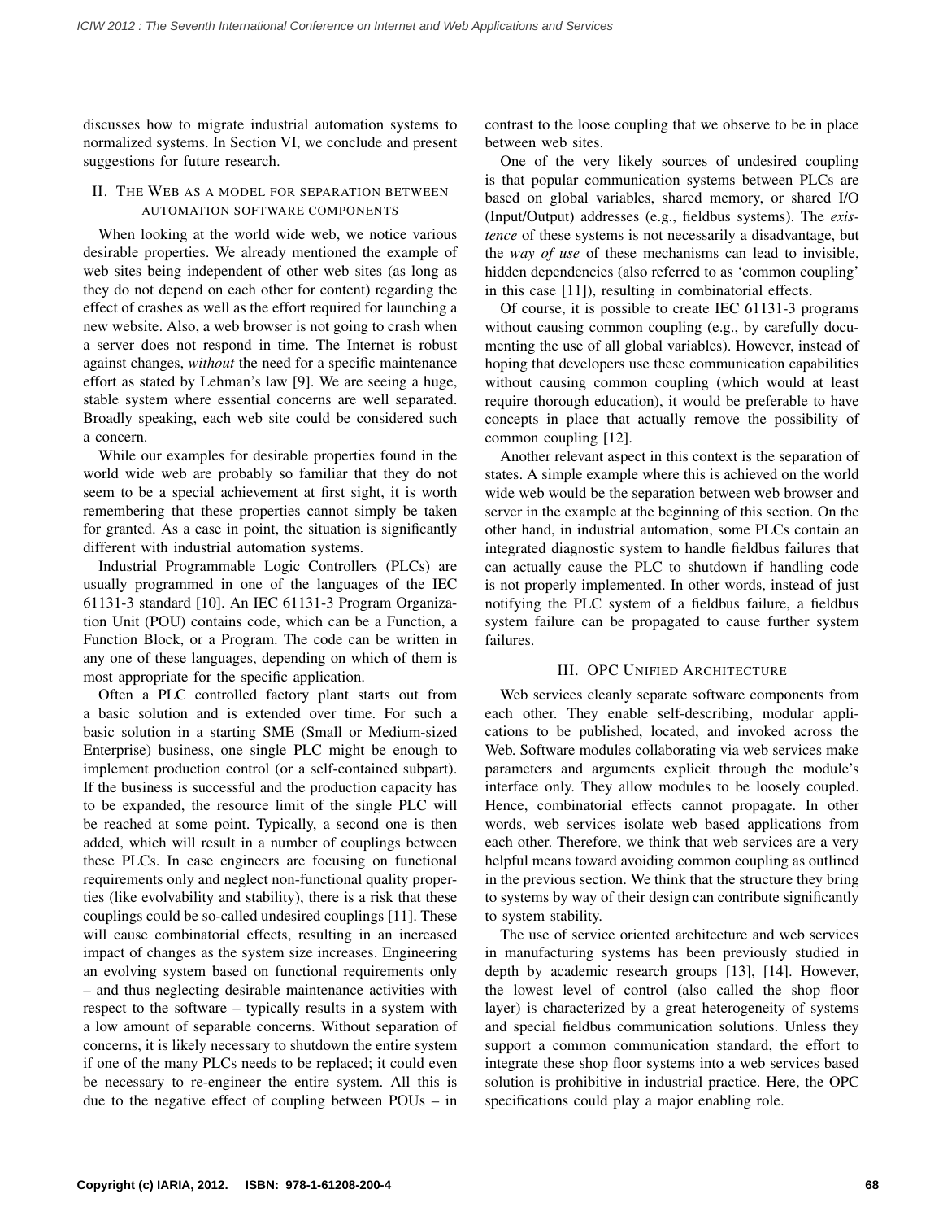discusses how to migrate industrial automation systems to normalized systems. In Section VI, we conclude and present suggestions for future research.

## II. The Web as a model for separation between automation software components

When looking at the world wide web, we notice various desirable properties. We already mentioned the example of web sites being independent of other web sites (as long as they do not depend on each other for content) regarding the effect of crashes as well as the effort required for launching a new website. Also, a web browser is not going to crash when a server does not respond in time. The Internet is robust against changes, *without* the need for a specific maintenance effort as stated by Lehman's law [9]. We are seeing a huge, stable system where essential concerns are well separated. Broadly speaking, each web site could be considered such a concern.

While our examples for desirable properties found in the world wide web are probably so familiar that they do not seem to be a special achievement at first sight, it is worth remembering that these properties cannot simply be taken for granted. As a case in point, the situation is significantly different with industrial automation systems.

Industrial Programmable Logic Controllers (PLCs) are usually programmed in one of the languages of the IEC 61131-3 standard [10]. An IEC 61131-3 Program Organization Unit (POU) contains code, which can be a Function, a Function Block, or a Program. The code can be written in any one of these languages, depending on which of them is most appropriate for the specific application.

Often a PLC controlled factory plant starts out from a basic solution and is extended over time. For such a basic solution in a starting SME (Small or Medium-sized Enterprise) business, one single PLC might be enough to implement production control (or a self-contained subpart). If the business is successful and the production capacity has to be expanded, the resource limit of the single PLC will be reached at some point. Typically, a second one is then added, which will result in a number of couplings between these PLCs. In case engineers are focusing on functional requirements only and neglect non-functional quality properties (like evolvability and stability), there is a risk that these couplings could be so-called undesired couplings [11]. These will cause combinatorial effects, resulting in an increased impact of changes as the system size increases. Engineering an evolving system based on functional requirements only – and thus neglecting desirable maintenance activities with respect to the software – typically results in a system with a low amount of separable concerns. Without separation of concerns, it is likely necessary to shutdown the entire system if one of the many PLCs needs to be replaced; it could even be necessary to re-engineer the entire system. All this is due to the negative effect of coupling between POUs – in contrast to the loose coupling that we observe to be in place between web sites.

One of the very likely sources of undesired coupling is that popular communication systems between PLCs are based on global variables, shared memory, or shared I/O (Input/Output) addresses (e.g., fieldbus systems). The *existence* of these systems is not necessarily a disadvantage, but the *way of use* of these mechanisms can lead to invisible, hidden dependencies (also referred to as 'common coupling' in this case [11]), resulting in combinatorial effects.

Of course, it is possible to create IEC 61131-3 programs without causing common coupling (e.g., by carefully documenting the use of all global variables). However, instead of hoping that developers use these communication capabilities without causing common coupling (which would at least require thorough education), it would be preferable to have concepts in place that actually remove the possibility of common coupling [12].

Another relevant aspect in this context is the separation of states. A simple example where this is achieved on the world wide web would be the separation between web browser and server in the example at the beginning of this section. On the other hand, in industrial automation, some PLCs contain an integrated diagnostic system to handle fieldbus failures that can actually cause the PLC to shutdown if handling code is not properly implemented. In other words, instead of just notifying the PLC system of a fieldbus failure, a fieldbus system failure can be propagated to cause further system failures.

## III. OPC Unified Architecture

Web services cleanly separate software components from each other. They enable self-describing, modular applications to be published, located, and invoked across the Web. Software modules collaborating via web services make parameters and arguments explicit through the module's interface only. They allow modules to be loosely coupled. Hence, combinatorial effects cannot propagate. In other words, web services isolate web based applications from each other. Therefore, we think that web services are a very helpful means toward avoiding common coupling as outlined in the previous section. We think that the structure they bring to systems by way of their design can contribute significantly to system stability.

The use of service oriented architecture and web services in manufacturing systems has been previously studied in depth by academic research groups [13], [14]. However, the lowest level of control (also called the shop floor layer) is characterized by a great heterogeneity of systems and special fieldbus communication solutions. Unless they support a common communication standard, the effort to integrate these shop floor systems into a web services based solution is prohibitive in industrial practice. Here, the OPC specifications could play a major enabling role.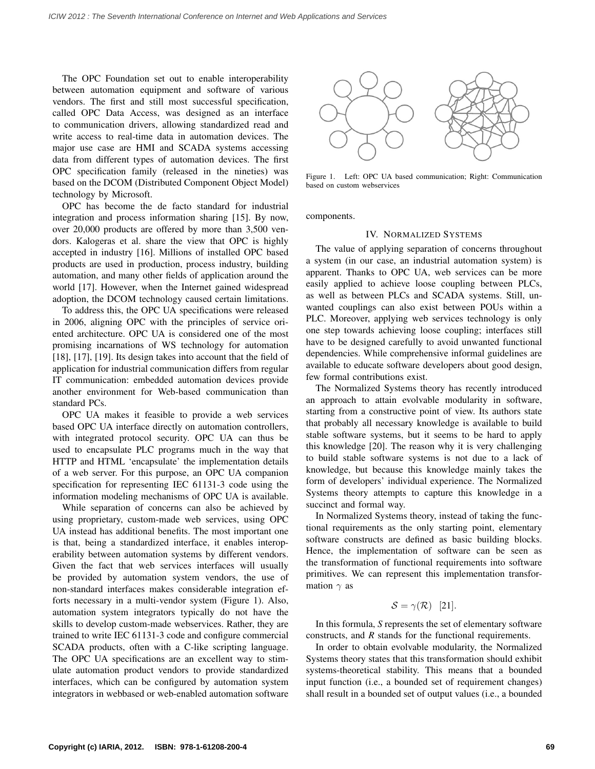The OPC Foundation set out to enable interoperability between automation equipment and software of various vendors. The first and still most successful specification, called OPC Data Access, was designed as an interface to communication drivers, allowing standardized read and write access to real-time data in automation devices. The major use case are HMI and SCADA systems accessing data from different types of automation devices. The first OPC specification family (released in the nineties) was based on the DCOM (Distributed Component Object Model) technology by Microsoft.

OPC has become the de facto standard for industrial integration and process information sharing [15]. By now, over 20,000 products are offered by more than 3,500 vendors. Kalogeras et al. share the view that OPC is highly accepted in industry [16]. Millions of installed OPC based products are used in production, process industry, building automation, and many other fields of application around the world [17]. However, when the Internet gained widespread adoption, the DCOM technology caused certain limitations.

To address this, the OPC UA specifications were released in 2006, aligning OPC with the principles of service oriented architecture. OPC UA is considered one of the most promising incarnations of WS technology for automation [18], [17], [19]. Its design takes into account that the field of application for industrial communication differs from regular IT communication: embedded automation devices provide another environment for Web-based communication than standard PCs.

OPC UA makes it feasible to provide a web services based OPC UA interface directly on automation controllers, with integrated protocol security. OPC UA can thus be used to encapsulate PLC programs much in the way that HTTP and HTML 'encapsulate' the implementation details of a web server. For this purpose, an OPC UA companion specification for representing IEC 61131-3 code using the information modeling mechanisms of OPC UA is available.

While separation of concerns can also be achieved by using proprietary, custom-made web services, using OPC UA instead has additional benefits. The most important one is that, being a standardized interface, it enables interoperability between automation systems by different vendors. Given the fact that web services interfaces will usually be provided by automation system vendors, the use of non-standard interfaces makes considerable integration efforts necessary in a multi-vendor system (Figure 1). Also, automation system integrators typically do not have the skills to develop custom-made webservices. Rather, they are trained to write IEC 61131-3 code and configure commercial SCADA products, often with a C-like scripting language. The OPC UA specifications are an excellent way to stimulate automation product vendors to provide standardized interfaces, which can be configured by automation system integrators in webbased or web-enabled automation software components.

Figure 1. Left: OPC UA based communication; Right: Communication based on custom webservices

## IV. Normalized Systems

The value of applying separation of concerns throughout a system (in our case, an industrial automation system) is apparent. Thanks to OPC UA, web services can be more easily applied to achieve loose coupling between PLCs, as well as between PLCs and SCADA systems. Still, unwanted couplings can also exist between POUs within a PLC. Moreover, applying web services technology is only one step towards achieving loose coupling; interfaces still have to be designed carefully to avoid unwanted functional dependencies. While comprehensive informal guidelines are available to educate software developers about good design, few formal contributions exist.

The Normalized Systems theory has recently introduced an approach to attain evolvable modularity in software, starting from a constructive point of view. Its authors state that probably all necessary knowledge is available to build stable software systems, but it seems to be hard to apply this knowledge [20]. The reason why it is very challenging to build stable software systems is not due to a lack of knowledge, but because this knowledge mainly takes the form of developers' individual experience. The Normalized Systems theory attempts to capture this knowledge in a succinct and formal way.

In Normalized Systems theory, instead of taking the functional requirements as the only starting point, elementary software constructs are defined as basic building blocks. Hence, the implementation of software can be seen as the transformation of functional requirements into software primitives. We can represent this implementation transformation $\gamma$ as

$$\mathcal{S} = \gamma(\mathcal{R}) \quad [21].$$

In this formula, *S* represents the set of elementary software constructs, and *R* stands for the functional requirements.

In order to obtain evolvable modularity, the Normalized Systems theory states that this transformation should exhibit systems-theoretical stability. This means that a bounded input function (i.e., a bounded set of requirement changes) shall result in a bounded set of output values (i.e., a bounded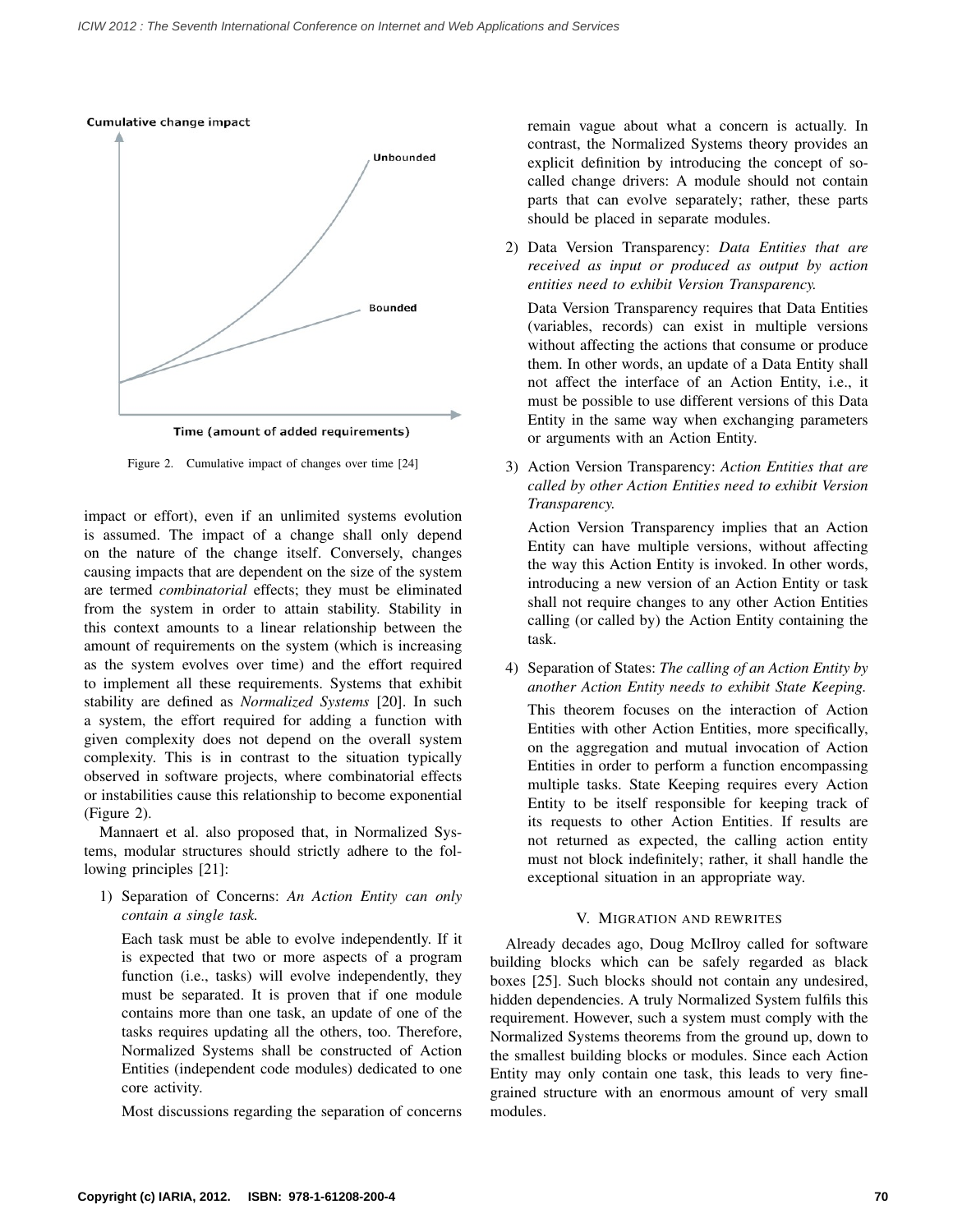Figure 2. Cumulative impact of changes over time [24]

impact or effort), even if an unlimited systems evolution is assumed. The impact of a change shall only depend on the nature of the change itself. Conversely, changes causing impacts that are dependent on the size of the system are termed *combinatorial* effects; they must be eliminated from the system in order to attain stability. Stability in this context amounts to a linear relationship between the amount of requirements on the system (which is increasing as the system evolves over time) and the effort required to implement all these requirements. Systems that exhibit stability are defined as *Normalized Systems* [20]. In such a system, the effort required for adding a function with given complexity does not depend on the overall system complexity. This is in contrast to the situation typically observed in software projects, where combinatorial effects or instabilities cause this relationship to become exponential (Figure 2).

Mannaert et al. also proposed that, in Normalized Systems, modular structures should strictly adhere to the following principles [21]:

1) Separation of Concerns: *An Action Entity can only contain a single task.*

   Each task must be able to evolve independently. If it is expected that two or more aspects of a program function (i.e., tasks) will evolve independently, they must be separated. It is proven that if one module contains more than one task, an update of one of the tasks requires updating all the others, too. Therefore, Normalized Systems shall be constructed of Action Entities (independent code modules) dedicated to one core activity.

   Most discussions regarding the separation of concerns remain vague about what a concern is actually. In contrast, the Normalized Systems theory provides an explicit definition by introducing the concept of so-called change drivers: A module should not contain parts that can evolve separately; rather, these parts should be placed in separate modules.

2) Data Version Transparency: *Data Entities that are received as input or produced as output by action entities need to exhibit Version Transparency.*

   Data Version Transparency requires that Data Entities (variables, records) can exist in multiple versions without affecting the actions that consume or produce them. In other words, an update of a Data Entity shall not affect the interface of an Action Entity, i.e., it must be possible to use different versions of this Data Entity in the same way when exchanging parameters or arguments with an Action Entity.

3) Action Version Transparency: *Action Entities that are called by other Action Entities need to exhibit Version Transparency.*

   Action Version Transparency implies that an Action Entity can have multiple versions, without affecting the way this Action Entity is invoked. In other words, introducing a new version of an Action Entity or task shall not require changes to any other Action Entities calling (or called by) the Action Entity containing the task.

4) Separation of States: *The calling of an Action Entity by another Action Entity needs to exhibit State Keeping.*

   This theorem focuses on the interaction of Action Entities with other Action Entities, more specifically, on the aggregation and mutual invocation of Action Entities in order to perform a function encompassing multiple tasks. State Keeping requires every Action Entity to be itself responsible for keeping track of its requests to other Action Entities. If results are not returned as expected, the calling action entity must not block indefinitely; rather, it shall handle the exceptional situation in an appropriate way.

## V. Migration and Rewrites

Already decades ago, Doug McIlroy called for software building blocks which can be safely regarded as black boxes [25]. Such blocks should not contain any undesired, hidden dependencies. A truly Normalized System fulfils this requirement. However, such a system must comply with the Normalized Systems theorems from the ground up, down to the smallest building blocks or modules. Since each Action Entity may only contain one task, this leads to very fine-grained structure with an enormous amount of very small modules.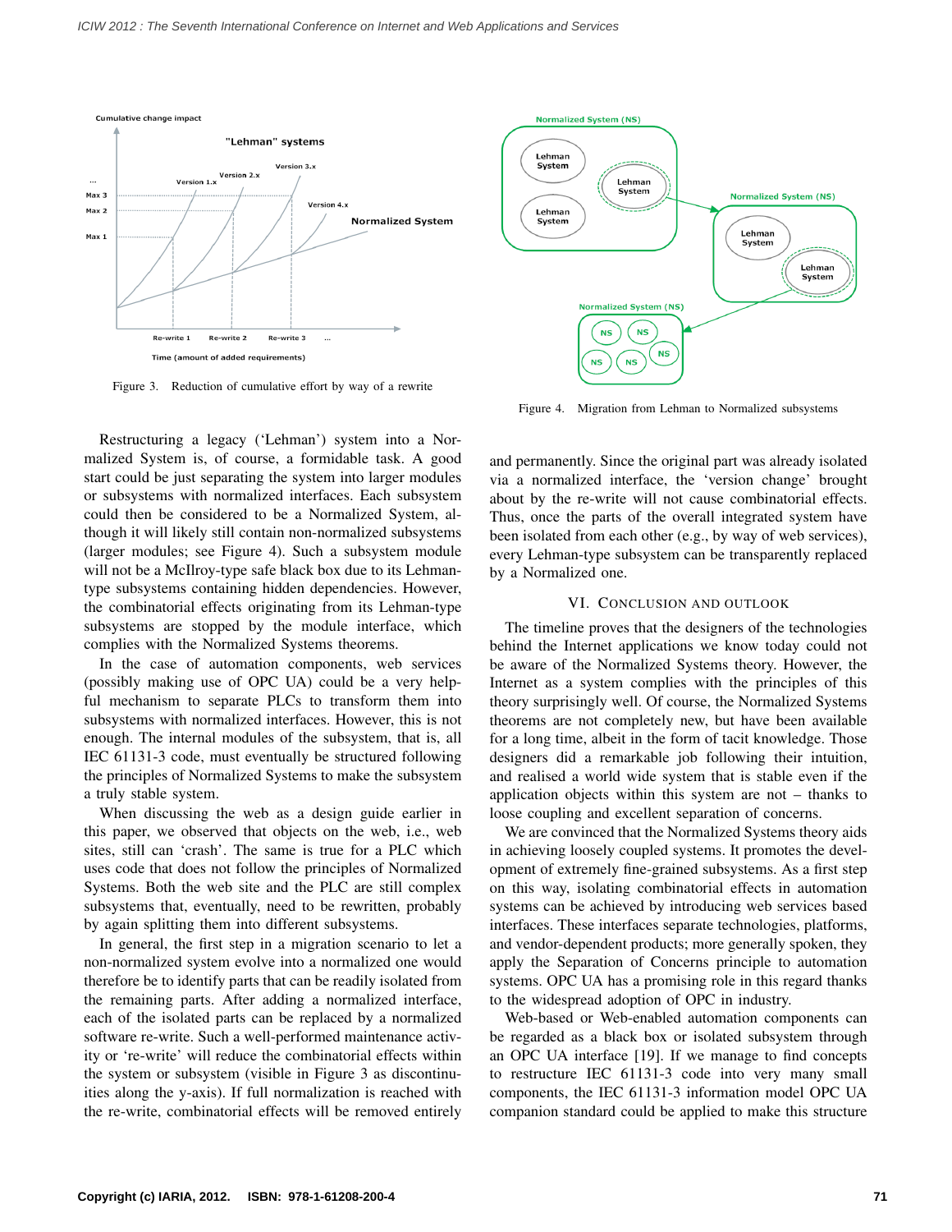Figure 3. Reduction of cumulative effort by way of a rewrite

Figure 4. Migration from Lehman to Normalized subsystems

Restructuring a legacy ('Lehman') system into a Normalized System is, of course, a formidable task. A good start could be just separating the system into larger modules or subsystems with normalized interfaces. Each subsystem could then be considered to be a Normalized System, although it will likely still contain non-normalized subsystems (larger modules; see Figure 4). Such a subsystem module will not be a McIlroy-type safe black box due to its Lehman-type subsystems containing hidden dependencies. However, the combinatorial effects originating from its Lehman-type subsystems are stopped by the module interface, which complies with the Normalized Systems theorems.

In the case of automation components, web services (possibly making use of OPC UA) could be a very helpful mechanism to separate PLCs to transform them into subsystems with normalized interfaces. However, this is not enough. The internal modules of the subsystem, that is, all IEC 61131-3 code, must eventually be structured following the principles of Normalized Systems to make the subsystem a truly stable system.

When discussing the web as a design guide earlier in this paper, we observed that objects on the web, i.e., web sites, still can 'crash'. The same is true for a PLC which uses code that does not follow the principles of Normalized Systems. Both the web site and the PLC are still complex subsystems that, eventually, need to be rewritten, probably by again splitting them into different subsystems.

In general, the first step in a migration scenario to let a non-normalized system evolve into a normalized one would therefore be to identify parts that can be readily isolated from the remaining parts. After adding a normalized interface, each of the isolated parts can be replaced by a normalized software re-write. Such a well-performed maintenance activity or 're-write' will reduce the combinatorial effects within the system or subsystem (visible in Figure 3 as discontinuities along the y-axis). If full normalization is reached with the re-write, combinatorial effects will be removed entirely and permanently. Since the original part was already isolated via a normalized interface, the 'version change' brought about by the re-write will not cause combinatorial effects. Thus, once the parts of the overall integrated system have been isolated from each other (e.g., by way of web services), every Lehman-type subsystem can be transparently replaced by a Normalized one.

## VI. Conclusion and Outlook

The timeline proves that the designers of the technologies behind the Internet applications we know today could not be aware of the Normalized Systems theory. However, the Internet as a system complies with the principles of this theory surprisingly well. Of course, the Normalized Systems theorems are not completely new, but have been available for a long time, albeit in the form of tacit knowledge. Those designers did a remarkable job following their intuition, and realised a world wide system that is stable even if the application objects within this system are not – thanks to loose coupling and excellent separation of concerns.

We are convinced that the Normalized Systems theory aids in achieving loosely coupled systems. It promotes the development of extremely fine-grained subsystems. As a first step on this way, isolating combinatorial effects in automation systems can be achieved by introducing web services based interfaces. These interfaces separate technologies, platforms, and vendor-dependent products; more generally spoken, they apply the Separation of Concerns principle to automation systems. OPC UA has a promising role in this regard thanks to the widespread adoption of OPC in industry.

Web-based or Web-enabled automation components can be regarded as a black box or isolated subsystem through an OPC UA interface [19]. If we manage to find concepts to restructure IEC 61131-3 code into very many small components, the IEC 61131-3 information model OPC UA companion standard could be applied to make this structure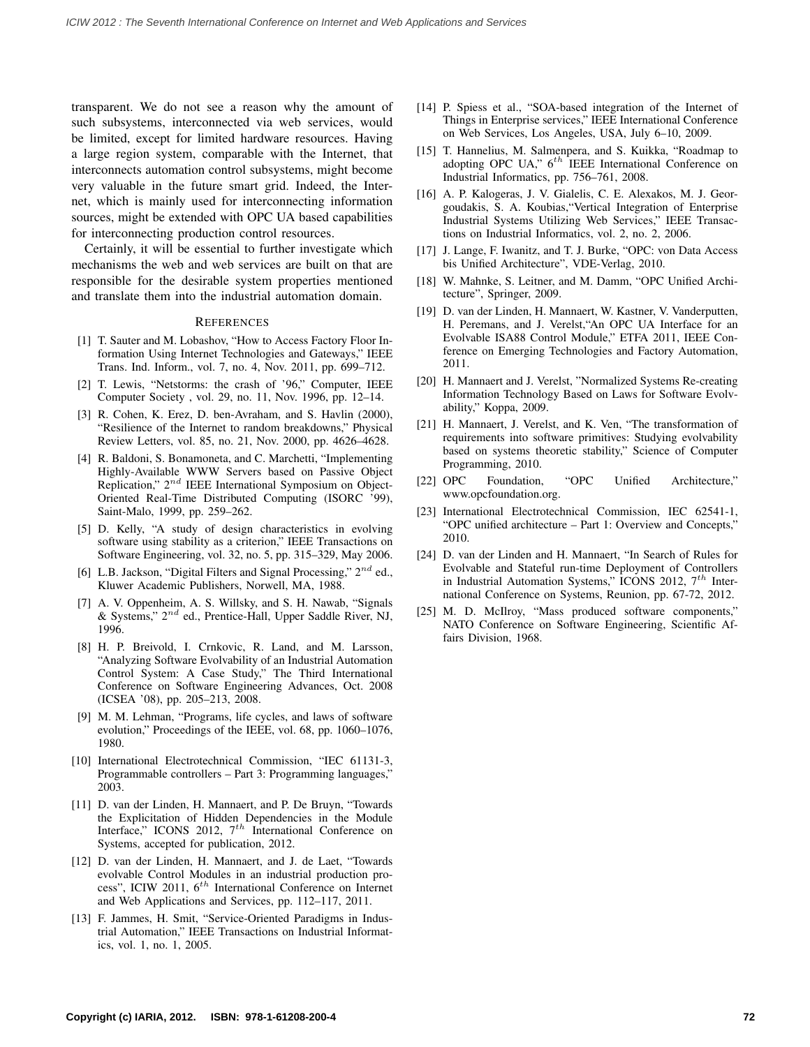transparent. We do not see a reason why the amount of such subsystems, interconnected via web services, would be limited, except for limited hardware resources. Having a large region system, comparable with the Internet, that interconnects automation control subsystems, might become very valuable in the future smart grid. Indeed, the Internet, which is mainly used for interconnecting information sources, might be extended with OPC UA based capabilities for interconnecting production control resources.

Certainly, it will be essential to further investigate which mechanisms the web and web services are built on that are responsible for the desirable system properties mentioned and translate them into the industrial automation domain.

## References

[1] T. Sauter and M. Lobashov, "How to Access Factory Floor Information Using Internet Technologies and Gateways," IEEE Trans. Ind. Inform., vol. 7, no. 4, Nov. 2011, pp. 699–712.

[2] T. Lewis, "Netstorms: the crash of '96," Computer, IEEE Computer Society , vol. 29, no. 11, Nov. 1996, pp. 12–14.

[3] R. Cohen, K. Erez, D. ben-Avraham, and S. Havlin (2000), "Resilience of the Internet to random breakdowns," Physical Review Letters, vol. 85, no. 21, Nov. 2000, pp. 4626–4628.

[4] R. Baldoni, S. Bonamoneta, and C. Marchetti, "Implementing Highly-Available WWW Servers based on Passive Object Replication," $2^{nd}$ IEEE International Symposium on Object-Oriented Real-Time Distributed Computing (ISORC '99), Saint-Malo, 1999, pp. 259–262.

[5] D. Kelly, "A study of design characteristics in evolving software using stability as a criterion," IEEE Transactions on Software Engineering, vol. 32, no. 5, pp. 315–329, May 2006.

[6] L.B. Jackson, "Digital Filters and Signal Processing," $2^{nd}$ ed., Kluwer Academic Publishers, Norwell, MA, 1988.

[7] A. V. Oppenheim, A. S. Willsky, and S. H. Nawab, "Signals & Systems," $2^{nd}$ ed., Prentice-Hall, Upper Saddle River, NJ, 1996.

[8] H. P. Breivold, I. Crnkovic, R. Land, and M. Larsson, "Analyzing Software Evolvability of an Industrial Automation Control System: A Case Study," The Third International Conference on Software Engineering Advances, Oct. 2008 (ICSEA '08), pp. 205–213, 2008.

[9] M. M. Lehman, "Programs, life cycles, and laws of software evolution," Proceedings of the IEEE, vol. 68, pp. 1060–1076, 1980.

[10] International Electrotechnical Commission, "IEC 61131-3, Programmable controllers – Part 3: Programming languages," 2003.

[11] D. van der Linden, H. Mannaert, and P. De Bruyn, "Towards the Explicitation of Hidden Dependencies in the Module Interface," ICONS 2012, $7^{th}$ International Conference on Systems, accepted for publication, 2012.

[12] D. van der Linden, H. Mannaert, and J. de Laet, "Towards evolvable Control Modules in an industrial production process", ICIW 2011, $6^{th}$ International Conference on Internet and Web Applications and Services, pp. 112–117, 2011.

[13] F. Jammes, H. Smit, "Service-Oriented Paradigms in Industrial Automation," IEEE Transactions on Industrial Informatics, vol. 1, no. 1, 2005.

[14] P. Spiess et al., "SOA-based integration of the Internet of Things in Enterprise services," IEEE International Conference on Web Services, Los Angeles, USA, July 6–10, 2009.

[15] T. Hannelius, M. Salmenpera, and S. Kuikka, "Roadmap to adopting OPC UA," $6^{th}$ IEEE International Conference on Industrial Informatics, pp. 756–761, 2008.

[16] A. P. Kalogeras, J. V. Gialelis, C. E. Alexakos, M. J. Georgoudakis, S. A. Koubias,"Vertical Integration of Enterprise Industrial Systems Utilizing Web Services," IEEE Transactions on Industrial Informatics, vol. 2, no. 2, 2006.

[17] J. Lange, F. Iwanitz, and T. J. Burke, "OPC: von Data Access bis Unified Architecture", VDE-Verlag, 2010.

[18] W. Mahnke, S. Leitner, and M. Damm, "OPC Unified Architecture", Springer, 2009.

[19] D. van der Linden, H. Mannaert, W. Kastner, V. Vanderputten, H. Peremans, and J. Verelst,"An OPC UA Interface for an Evolvable ISA88 Control Module," ETFA 2011, IEEE Conference on Emerging Technologies and Factory Automation, 2011.

[20] H. Mannaert and J. Verelst, "Normalized Systems Re-creating Information Technology Based on Laws for Software Evolvability," Koppa, 2009.

[21] H. Mannaert, J. Verelst, and K. Ven, "The transformation of requirements into software primitives: Studying evolvability based on systems theoretic stability," Science of Computer Programming, 2010.

[22] OPC Foundation, "OPC Unified Architecture," www.opcfoundation.org.

[23] International Electrotechnical Commission, IEC 62541-1, "OPC unified architecture – Part 1: Overview and Concepts," 2010.

[24] D. van der Linden and H. Mannaert, "In Search of Rules for Evolvable and Stateful run-time Deployment of Controllers in Industrial Automation Systems," ICONS 2012, $7^{th}$ International Conference on Systems, Reunion, pp. 67-72, 2012.

[25] M. D. McIlroy, "Mass produced software components," NATO Conference on Software Engineering, Scientific Affairs Division, 1968.